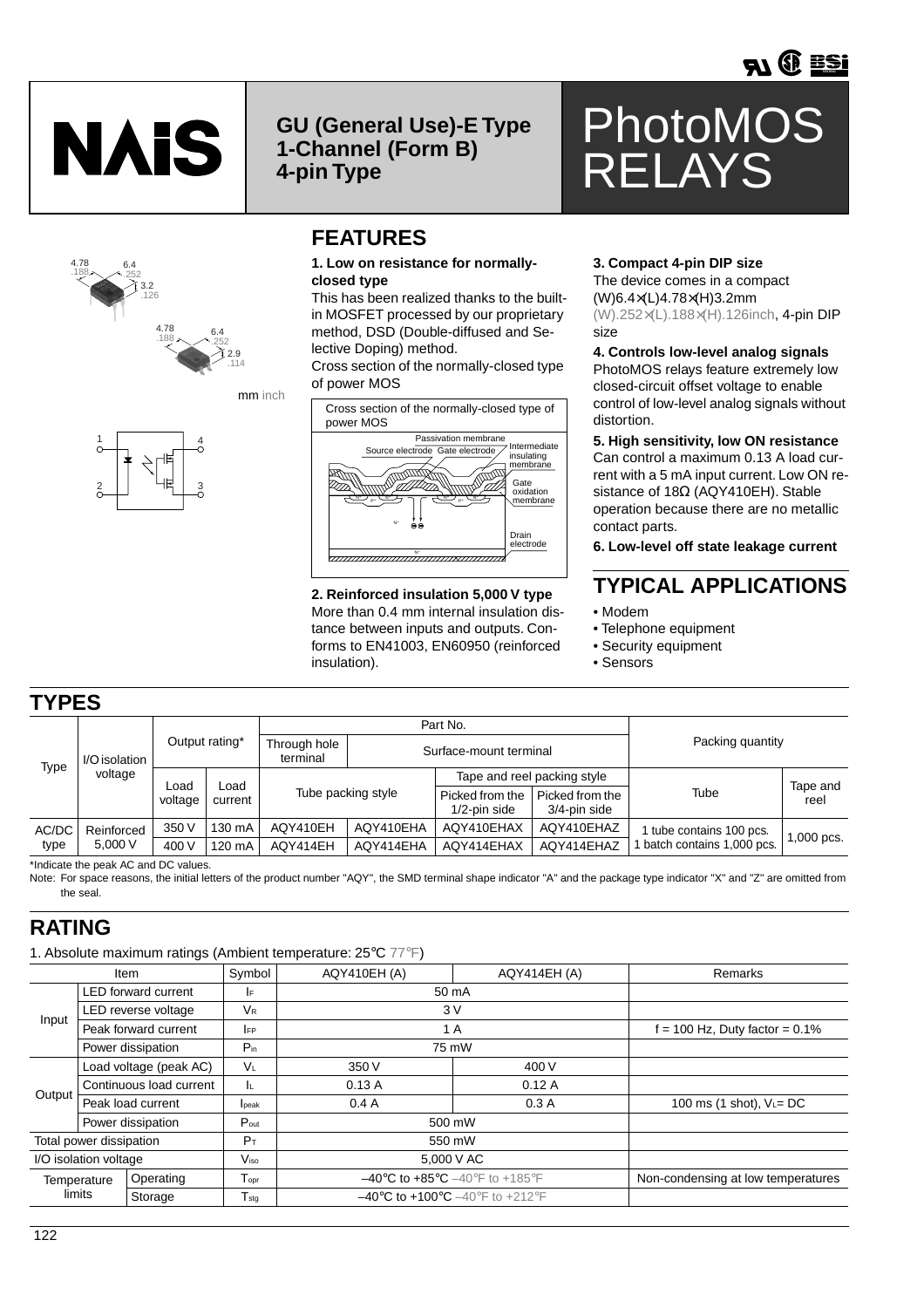NAiS

**GU (General Use)-E Type**
**1-Channel (Form B)**
**4-pin Type**

# PhotoMOS RELAYS

mm inch

## FEATURES

**1. Low on resistance for normally-closed type**

This has been realized thanks to the built-in MOSFET processed by our proprietary method, DSD (Double-diffused and Selective Doping) method.
Cross section of the normally-closed type of power MOS

**2. Reinforced insulation 5,000 V type**

More than 0.4 mm internal insulation distance between inputs and outputs. Conforms to EN41003, EN60950 (reinforced insulation).

**3. Compact 4-pin DIP size**

The device comes in a compact (W)6.4×(L)4.78×(H)3.2mm (W).252×(L).188×(H).126inch, 4-pin DIP size

**4. Controls low-level analog signals**

PhotoMOS relays feature extremely low closed-circuit offset voltage to enable control of low-level analog signals without distortion.

**5. High sensitivity, low ON resistance**

Can control a maximum 0.13 A load current with a 5 mA input current. Low ON resistance of 18Ω (AQY410EH). Stable operation because there are no metallic contact parts.

**6. Low-level off state leakage current**

## TYPICAL APPLICATIONS

- Modem
- Telephone equipment
- Security equipment
- Sensors

## TYPES

| Type | I/O isolation voltage | Output rating* | | Part No. | | | | Packing quantity | |
|---|---|---|---|---|---|---|---|---|---|
| | | Load voltage | Load current | Through hole terminal | Surface-mount terminal | | | Tube | Tape and reel |
| | | | | Tube packing style | | Tape and reel packing style: Picked from the 1/2-pin side | Tape and reel packing style: Picked from the 3/4-pin side | | |
| AC/DC type | Reinforced 5,000 V | 350 V | 130 mA | AQY410EH | AQY410EHA | AQY410EHAX | AQY410EHAZ | 1 tube contains 100 pcs. 1 batch contains 1,000 pcs. | 1,000 pcs. |
| | | 400 V | 120 mA | AQY414EH | AQY414EHA | AQY414EHAX | AQY414EHAZ | | |

*Indicate the peak AC and DC values.

Note: For space reasons, the initial letters of the product number "AQY", the SMD terminal shape indicator "A" and the package type indicator "X" and "Z" are omitted from the seal.

## RATING

1. Absolute maximum ratings (Ambient temperature: 25°C 77°F)

| Item | | Symbol | AQY410EH (A) | AQY414EH (A) | Remarks |
|---|---|---|---|---|---|
| Input | LED forward current | $I_F$ | 50 mA | | |
| | LED reverse voltage | $V_R$ | 3 V | | |
| | Peak forward current | $I_{FP}$ | 1 A | | f = 100 Hz, Duty factor = 0.1% |
| | Power dissipation | $P_{in}$ | 75 mW | | |
| Output | Load voltage (peak AC) | $V_L$ | 350 V | 400 V | |
| | Continuous load current | $I_L$ | 0.13 A | 0.12 A | |
| | Peak load current | $I_{peak}$ | 0.4 A | 0.3 A | 100 ms (1 shot), $V_L$= DC |
| | Power dissipation | $P_{out}$ | 500 mW | | |
| Total power dissipation | | $P_T$ | 550 mW | | |
| I/O isolation voltage | | $V_{iso}$ | 5,000 V AC | | |
| Temperature limits | Operating | $T_{opr}$ | –40°C to +85°C –40°F to +185°F | | Non-condensing at low temperatures |
| | Storage | $T_{stg}$ | –40°C to +100°C –40°F to +212°F | | |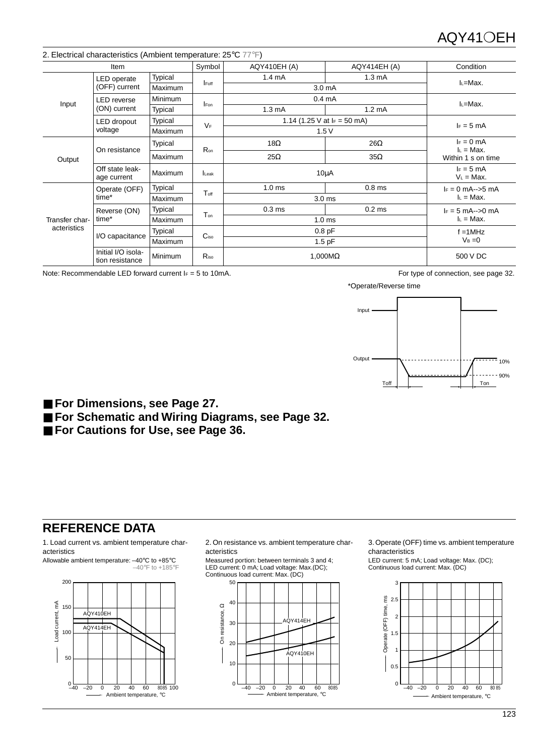## 2. Electrical characteristics (Ambient temperature: 25°C 77°F)

| Item | | | Symbol | AQY410EH (A) | AQY414EH (A) | Condition |
|---|---|---|---|---|---|---|
| Input | LED operate (OFF) current | Typical | $I_{Foff}$ | 1.4 mA | 1.3 mA | $I_L$=Max. |
| | | Maximum | | 3.0 mA | | |
| | LED reverse (ON) current | Minimum | $I_{Fon}$ | 0.4 mA | | $I_L$=Max. |
| | | Typical | | 1.3 mA | 1.2 mA | |
| | LED dropout voltage | Typical | $V_F$ | 1.14 (1.25 V at $I_F$ = 50 mA) | | $I_F$ = 5 mA |
| | | Maximum | | 1.5 V | | |
| Output | On resistance | Typical | $R_{on}$ | 18Ω | 26Ω | $I_F$ = 0 mA, $I_L$ = Max. Within 1 s on time |
| | | Maximum | | 25Ω | 35Ω | |
| | Off state leakage current | Maximum | $I_{Leak}$ | 10μA | | $I_F$ = 5 mA, $V_L$ = Max. |
| Transfer characteristics | Operate (OFF) time* | Typical | $T_{off}$ | 1.0 ms | 0.8 ms | $I_F$ = 0 mA-->5 mA, $I_L$ = Max. |
| | | Maximum | | 3.0 ms | | |
| | Reverse (ON) time* | Typical | $T_{on}$ | 0.3 ms | 0.2 ms | $I_F$ = 5 mA-->0 mA, $I_L$ = Max. |
| | | Maximum | | 1.0 ms | | |
| | I/O capacitance | Typical | $C_{iso}$ | 0.8 pF | | f =1MHz, $V_B$ =0 |
| | | Maximum | | 1.5 pF | | |
| | Initial I/O isolation resistance | Minimum | $R_{iso}$ | 1,000MΩ | | 500 V DC |

Note: Recommendable LED forward current $I_F$ = 5 to 10mA.

For type of connection, see page 32.

*Operate/Reverse time

■ **For Dimensions, see Page 27.**
■ **For Schematic and Wiring Diagrams, see Page 32.**
■ **For Cautions for Use, see Page 36.**

## REFERENCE DATA

1. Load current vs. ambient temperature characteristics

Allowable ambient temperature: –40°C to +85°C
–40°F to +185°F

2. On resistance vs. ambient temperature characteristics

Measured portion: between terminals 3 and 4;
LED current: 0 mA; Load voltage: Max.(DC);
Continuous load current: Max. (DC)

3. Operate (OFF) time vs. ambient temperature characteristics

LED current: 5 mA; Load voltage: Max. (DC);
Continuous load current: Max. (DC)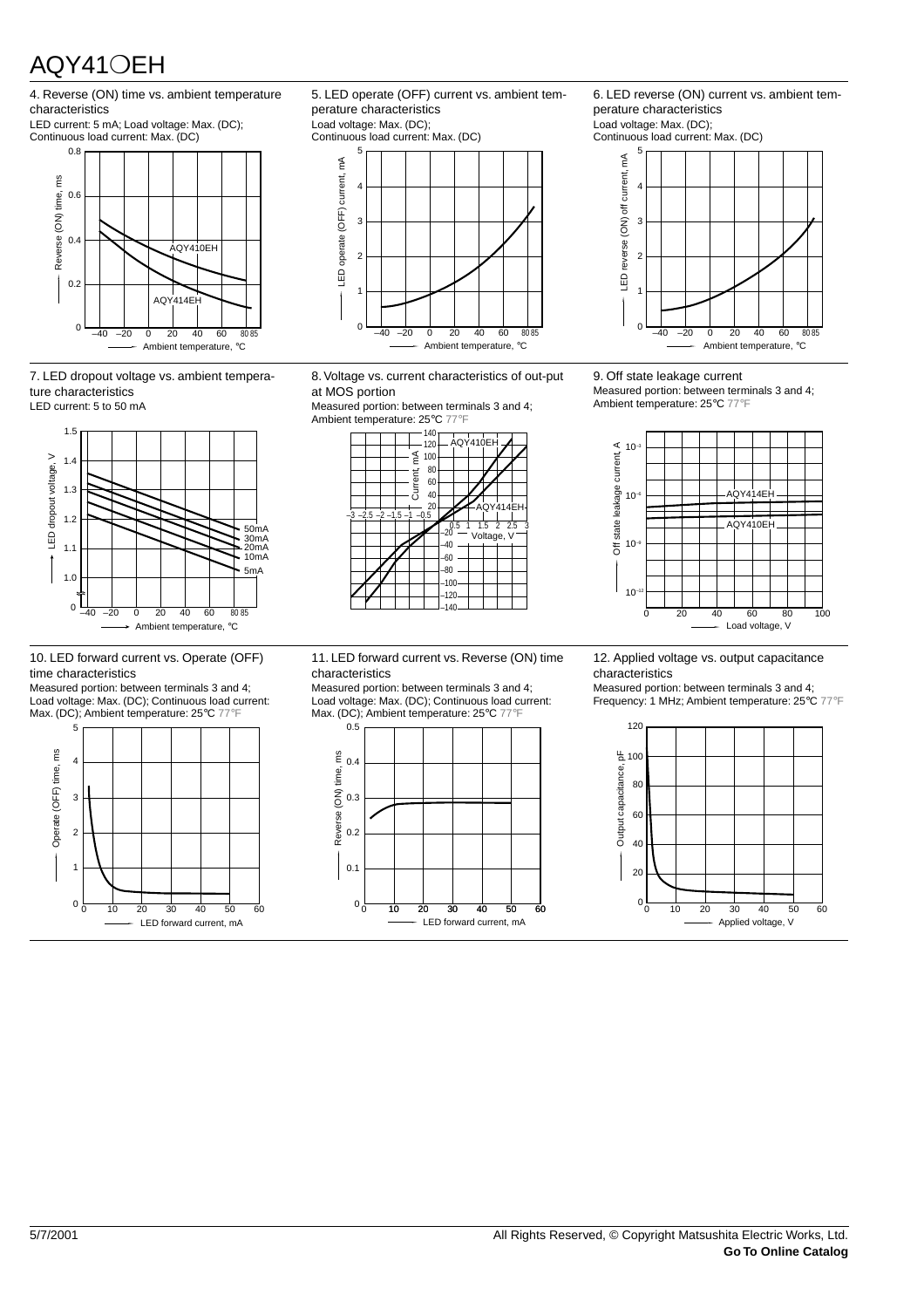# AQY41○EH

4. Reverse (ON) time vs. ambient temperature characteristics

LED current: 5 mA; Load voltage: Max. (DC); Continuous load current: Max. (DC)

Reverse (ON) time, ms
0.8
0.6
0.4
0.2
0
–40 –20 0 20 40 60 80 85
Ambient temperature, °C
AQY410EH
AQY414EH

5. LED operate (OFF) current vs. ambient temperature characteristics

Load voltage: Max. (DC); Continuous load current: Max. (DC)

LED operate (OFF) current, mA
5
4
3
2
1
0
–40 –20 0 20 40 60 80 85
Ambient temperature, °C

6. LED reverse (ON) current vs. ambient temperature characteristics

Load voltage: Max. (DC); Continuous load current: Max. (DC)

LED reverse (ON) off current, mA
5
4
3
2
1
0
–40 –20 0 20 40 60 80 85
Ambient temperature, °C

7. LED dropout voltage vs. ambient temperature characteristics

LED current: 5 to 50 mA

LED dropout voltage, V
1.5
1.4
1.3
1.2
1.1
1.0
0
–40 –20 0 20 40 60 80 85
Ambient temperature, °C
50mA
30mA
20mA
10mA
5mA

8. Voltage vs. current characteristics of out-put at MOS portion

Measured portion: between terminals 3 and 4; Ambient temperature: 25°C 77°F

Current, mA
140
120
100
80
60
40
20
–20
–40
–60
–80
–100
–120
–140
–3 –2.5 –2 –1.5 –1 –0.5
0.5 1 1.5 2 2.5 3
Voltage, V
AQY410EH
AQY414EH

9. Off state leakage current

Measured portion: between terminals 3 and 4; Ambient temperature: 25°C 77°F

Off state leakage current, A
$10^{-3}$
$10^{-6}$
$10^{-9}$
$10^{-12}$
0 20 40 60 80 100
Load voltage, V
AQY414EH
AQY410EH

10. LED forward current vs. Operate (OFF) time characteristics

Measured portion: between terminals 3 and 4; Load voltage: Max. (DC); Continuous load current: Max. (DC); Ambient temperature: 25°C 77°F

Operate (OFF) time, ms
5
4
3
2
1
0
0 10 20 30 40 50 60
LED forward current, mA

11. LED forward current vs. Reverse (ON) time characteristics

Measured portion: between terminals 3 and 4; Load voltage: Max. (DC); Continuous load current: Max. (DC); Ambient temperature: 25°C 77°F

Reverse (ON) time, ms
0.5
0.4
0.3
0.2
0.1
0
0 10 20 30 40 50 60
LED forward current, mA

12. Applied voltage vs. output capacitance characteristics

Measured portion: between terminals 3 and 4; Frequency: 1 MHz; Ambient temperature: 25°C 77°F

Output capacitance, pF
120
100
80
60
40
20
0
0 10 20 30 40 50 60
Applied voltage, V

5/7/2001

All Rights Reserved, © Copyright Matsushita Electric Works, Ltd.

**Go To Online Catalog**